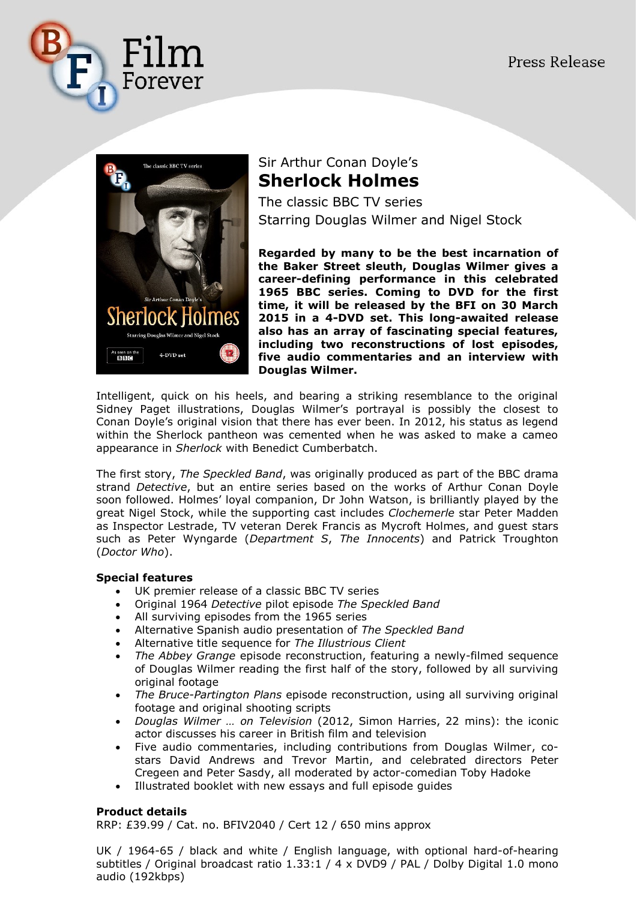Press Release

Sir Arthur Conan Doyle's

# Sherlock Holmes

The classic BBC TV series

Starring Douglas Wilmer and Nigel Stock

**Regarded by many to be the best incarnation of the Baker Street sleuth, Douglas Wilmer gives a career-defining performance in this celebrated 1965 BBC series. Coming to DVD for the first time, it will be released by the BFI on 30 March 2015 in a 4-DVD set. This long-awaited release also has an array of fascinating special features, including two reconstructions of lost episodes, five audio commentaries and an interview with Douglas Wilmer.**

Intelligent, quick on his heels, and bearing a striking resemblance to the original Sidney Paget illustrations, Douglas Wilmer's portrayal is possibly the closest to Conan Doyle's original vision that there has ever been. In 2012, his status as legend within the Sherlock pantheon was cemented when he was asked to make a cameo appearance in *Sherlock* with Benedict Cumberbatch.

The first story, *The Speckled Band*, was originally produced as part of the BBC drama strand *Detective*, but an entire series based on the works of Arthur Conan Doyle soon followed. Holmes' loyal companion, Dr John Watson, is brilliantly played by the great Nigel Stock, while the supporting cast includes *Clochemerle* star Peter Madden as Inspector Lestrade, TV veteran Derek Francis as Mycroft Holmes, and guest stars such as Peter Wyngarde (*Department S*, *The Innocents*) and Patrick Troughton (*Doctor Who*).

**Special features**

- UK premier release of a classic BBC TV series
- Original 1964 *Detective* pilot episode *The Speckled Band*
- All surviving episodes from the 1965 series
- Alternative Spanish audio presentation of *The Speckled Band*
- Alternative title sequence for *The Illustrious Client*
- *The Abbey Grange* episode reconstruction, featuring a newly-filmed sequence of Douglas Wilmer reading the first half of the story, followed by all surviving original footage
- *The Bruce-Partington Plans* episode reconstruction, using all surviving original footage and original shooting scripts
- *Douglas Wilmer … on Television* (2012, Simon Harries, 22 mins): the iconic actor discusses his career in British film and television
- Five audio commentaries, including contributions from Douglas Wilmer, co-stars David Andrews and Trevor Martin, and celebrated directors Peter Cregeen and Peter Sasdy, all moderated by actor-comedian Toby Hadoke
- Illustrated booklet with new essays and full episode guides

**Product details**

RRP: £39.99 / Cat. no. BFIV2040 / Cert 12 / 650 mins approx

UK / 1964-65 / black and white / English language, with optional hard-of-hearing subtitles / Original broadcast ratio 1.33:1 / 4 x DVD9 / PAL / Dolby Digital 1.0 mono audio (192kbps)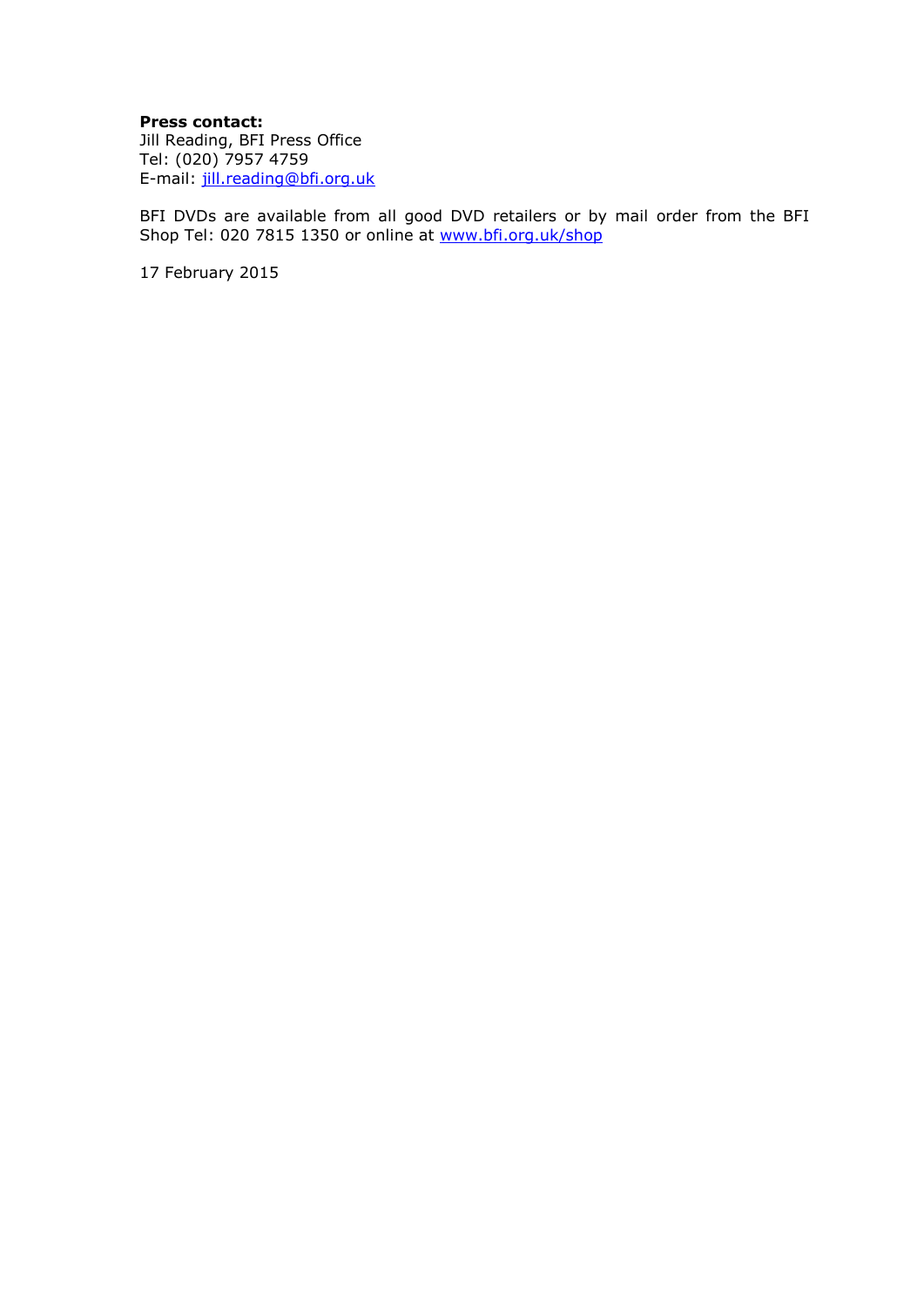**Press contact:**
Jill Reading, BFI Press Office
Tel: (020) 7957 4759
E-mail: jill.reading@bfi.org.uk

BFI DVDs are available from all good DVD retailers or by mail order from the BFI Shop Tel: 020 7815 1350 or online at www.bfi.org.uk/shop

17 February 2015